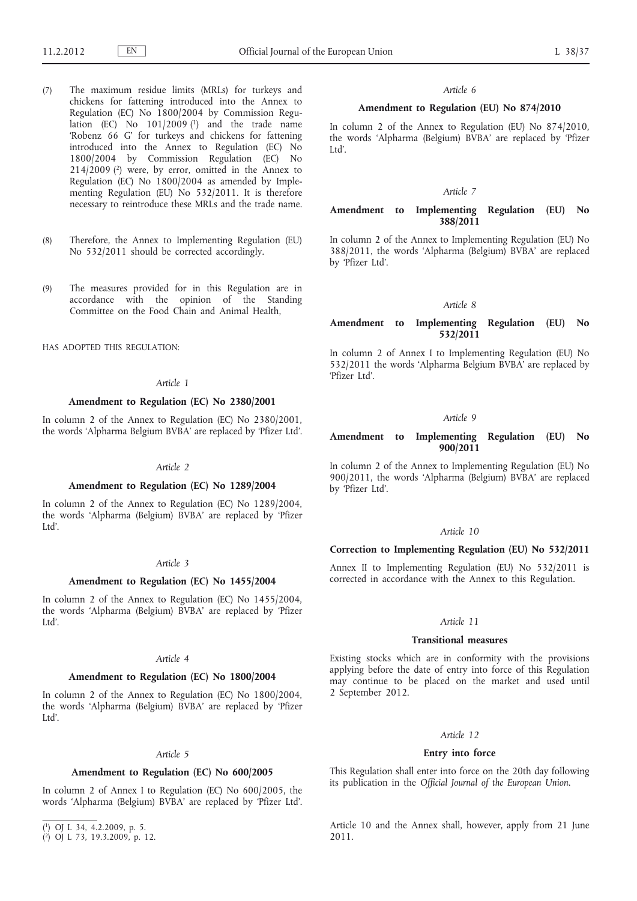(7) The maximum residue limits (MRLs) for turkeys and chickens for fattening introduced into the Annex to Regulation (EC) No 1800/2004 by Commission Regulation (EC) No 101/2009 [1] and the trade name 'Robenz 66 G' for turkeys and chickens for fattening introduced into the Annex to Regulation (EC) No 1800/2004 by Commission Regulation (EC) No 214/2009 [2] were, by error, omitted in the Annex to Regulation (EC) No 1800/2004 as amended by Implementing Regulation (EU) No 532/2011. It is therefore necessary to reintroduce these MRLs and the trade name.

(8) Therefore, the Annex to Implementing Regulation (EU) No 532/2011 should be corrected accordingly.

(9) The measures provided for in this Regulation are in accordance with the opinion of the Standing Committee on the Food Chain and Animal Health,

HAS ADOPTED THIS REGULATION:

*Article 1*

**Amendment to Regulation (EC) No 2380/2001**

In column 2 of the Annex to Regulation (EC) No 2380/2001, the words 'Alpharma Belgium BVBA' are replaced by 'Pfizer Ltd'.

*Article 2*

**Amendment to Regulation (EC) No 1289/2004**

In column 2 of the Annex to Regulation (EC) No 1289/2004, the words 'Alpharma (Belgium) BVBA' are replaced by 'Pfizer Ltd'.

*Article 3*

**Amendment to Regulation (EC) No 1455/2004**

In column 2 of the Annex to Regulation (EC) No 1455/2004, the words 'Alpharma (Belgium) BVBA' are replaced by 'Pfizer Ltd'.

*Article 4*

**Amendment to Regulation (EC) No 1800/2004**

In column 2 of the Annex to Regulation (EC) No 1800/2004, the words 'Alpharma (Belgium) BVBA' are replaced by 'Pfizer Ltd'.

*Article 5*

**Amendment to Regulation (EC) No 600/2005**

In column 2 of Annex I to Regulation (EC) No 600/2005, the words 'Alpharma (Belgium) BVBA' are replaced by 'Pfizer Ltd'.

*Article 6*

**Amendment to Regulation (EU) No 874/2010**

In column 2 of the Annex to Regulation (EU) No 874/2010, the words 'Alpharma (Belgium) BVBA' are replaced by 'Pfizer Ltd'.

*Article 7*

**Amendment to Implementing Regulation (EU) No 388/2011**

In column 2 of the Annex to Implementing Regulation (EU) No 388/2011, the words 'Alpharma (Belgium) BVBA' are replaced by 'Pfizer Ltd'.

*Article 8*

**Amendment to Implementing Regulation (EU) No 532/2011**

In column 2 of Annex I to Implementing Regulation (EU) No 532/2011 the words 'Alpharma Belgium BVBA' are replaced by 'Pfizer Ltd'.

*Article 9*

**Amendment to Implementing Regulation (EU) No 900/2011**

In column 2 of the Annex to Implementing Regulation (EU) No 900/2011, the words 'Alpharma (Belgium) BVBA' are replaced by 'Pfizer Ltd'.

*Article 10*

**Correction to Implementing Regulation (EU) No 532/2011**

Annex II to Implementing Regulation (EU) No 532/2011 is corrected in accordance with the Annex to this Regulation.

*Article 11*

**Transitional measures**

Existing stocks which are in conformity with the provisions applying before the date of entry into force of this Regulation may continue to be placed on the market and used until 2 September 2012.

*Article 12*

**Entry into force**

This Regulation shall enter into force on the 20th day following its publication in the *Official Journal of the European Union*.

Article 10 and the Annex shall, however, apply from 21 June 2011.

---

[1] OJ L 34, 4.2.2009, p. 5.

[2] OJ L 73, 19.3.2009, p. 12.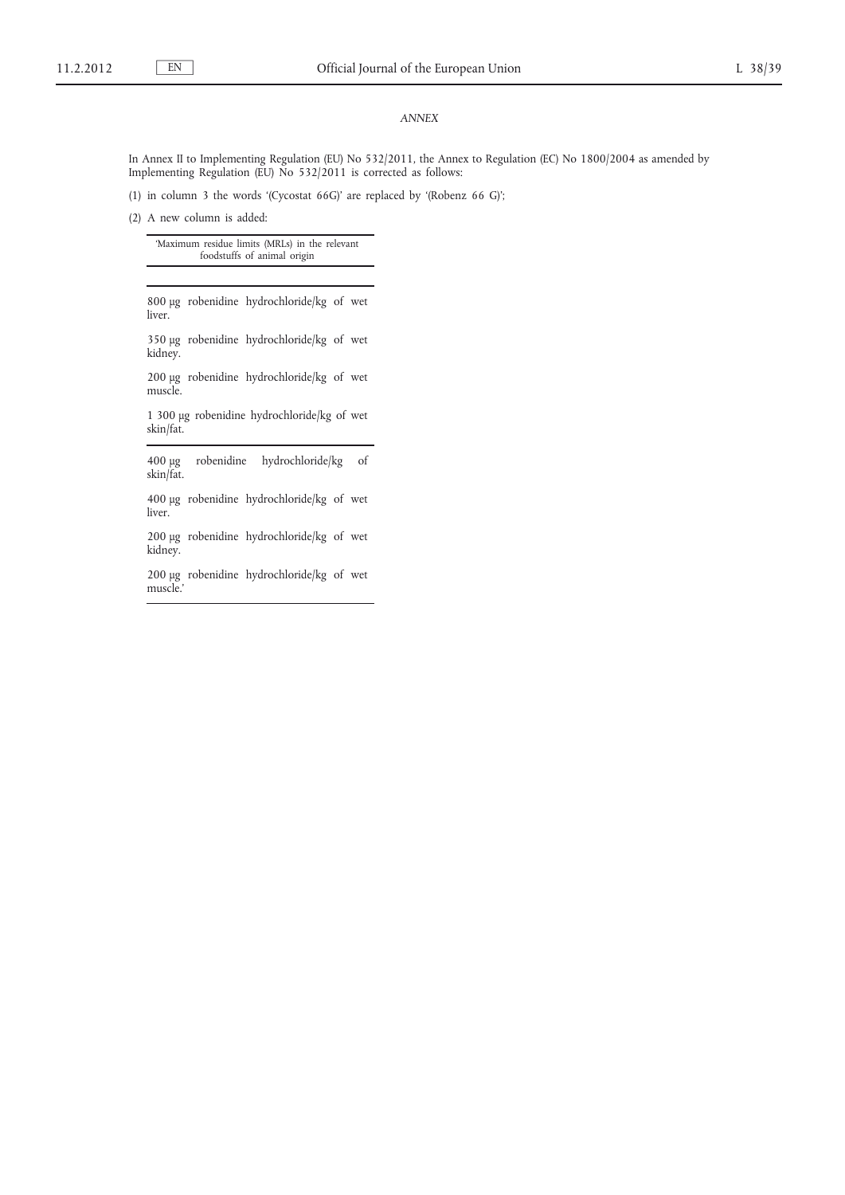*ANNEX*

In Annex II to Implementing Regulation (EU) No 532/2011, the Annex to Regulation (EC) No 1800/2004 as amended by Implementing Regulation (EU) No 532/2011 is corrected as follows:

(1) in column 3 the words '(Cycostat 66G)' are replaced by '(Robenz 66 G)';

(2) A new column is added:

| 'Maximum residue limits (MRLs) in the relevant foodstuffs of animal origin |
|---|
| |
| 800 µg robenidine hydrochloride/kg of wet liver.<br><br>350 µg robenidine hydrochloride/kg of wet kidney.<br><br>200 µg robenidine hydrochloride/kg of wet muscle.<br><br>1 300 µg robenidine hydrochloride/kg of wet skin/fat. |
| 400 µg robenidine hydrochloride/kg of skin/fat.<br><br>400 µg robenidine hydrochloride/kg of wet liver.<br><br>200 µg robenidine hydrochloride/kg of wet kidney.<br><br>200 µg robenidine hydrochloride/kg of wet muscle.' |